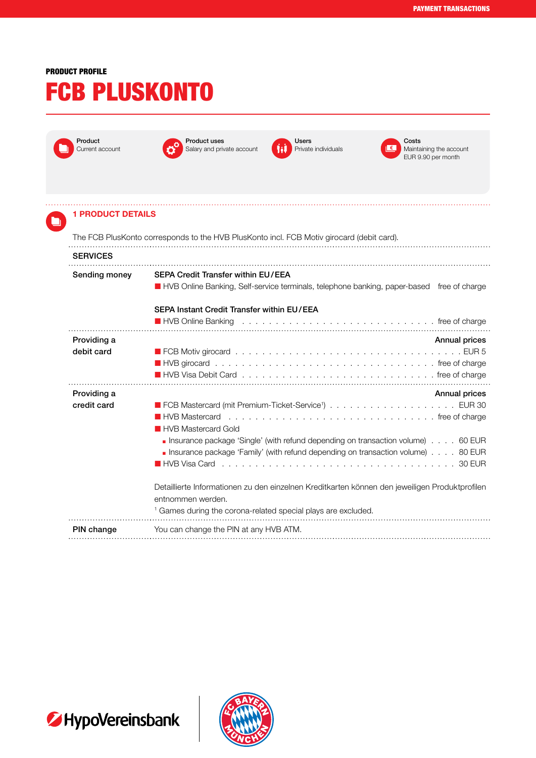PRODUCT PROFILE

# FCB PLUSKONTO

**Product**
Current account

**Product uses**
Salary and private account

**Users**
Private individuals

**Costs**
Maintaining the account
EUR 9.90 per month

## 1 PRODUCT DETAILS

The FCB PlusKonto corresponds to the HVB PlusKonto incl. FCB Motiv girocard (debit card).

### SERVICES

**Sending money**

**SEPA Credit Transfer within EU/EEA**

- HVB Online Banking, Self-service terminals, telephone banking, paper-based — free of charge

**SEPA Instant Credit Transfer within EU/EEA**

- HVB Online Banking — free of charge

**Providing a debit card**

| | Annual prices |
|---|---|
| FCB Motiv girocard | EUR 5 |
| HVB girocard | free of charge |
| HVB Visa Debit Card | free of charge |

**Providing a credit card**

| | Annual prices |
|---|---|
| FCB Mastercard (mit Premium-Ticket-Service[1]) | EUR 30 |
| HVB Mastercard | free of charge |
| HVB Mastercard Gold | |
| – Insurance package ‘Single’ (with refund depending on transaction volume) | 60 EUR |
| – Insurance package ‘Family’ (with refund depending on transaction volume) | 80 EUR |
| HVB Visa Card | 30 EUR |

Detaillierte Informationen zu den einzelnen Kreditkarten können den jeweiligen Produktprofilen entnommen werden.

[1] Games during the corona-related special plays are excluded.

**PIN change**

You can change the PIN at any HVB ATM.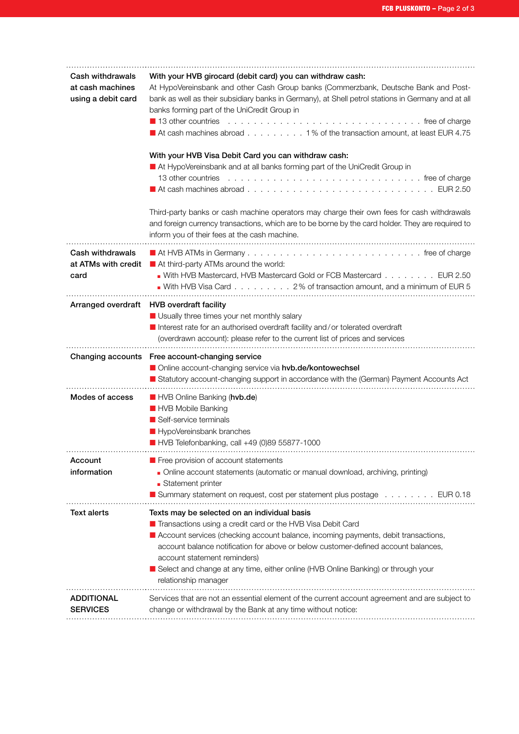| | |
|---|---|
| **Cash withdrawals at cash machines using a debit card** | **With your HVB girocard (debit card) you can withdraw cash:**<br>At HypoVereinsbank and other Cash Group banks (Commerzbank, Deutsche Bank and Post-bank as well as their subsidiary banks in Germany), at Shell petrol stations in Germany and at all banks forming part of the UniCredit Group in<br>■ 13 other countries . . . . . . . . . . . . . . . . . . . . . . . . . . . . . . free of charge<br>■ At cash machines abroad . . . . . . . . . 1 % of the transaction amount, at least EUR 4.75<br><br>**With your HVB Visa Debit Card you can withdraw cash:**<br>■ At HypoVereinsbank and at all banks forming part of the UniCredit Group in 13 other countries . . . . . . . . . . . . . . . . . . . . . . . . . . . . . . free of charge<br>■ At cash machines abroad . . . . . . . . . . . . . . . . . . . . . . . . . . . . EUR 2.50<br><br>Third-party banks or cash machine operators may charge their own fees for cash withdrawals and foreign currency transactions, which are to be borne by the card holder. They are required to inform you of their fees at the cash machine. |
| **Cash withdrawals at ATMs with credit card** | ■ At HVB ATMs in Germany . . . . . . . . . . . . . . . . . . . . . . . . . free of charge<br>■ At third-party ATMs around the world:<br>▪ With HVB Mastercard, HVB Mastercard Gold or FCB Mastercard . . . . . . . . EUR 2.50<br>▪ With HVB Visa Card . . . . . . . . . 2 % of transaction amount, and a minimum of EUR 5 |
| **Arranged overdraft** | **HVB overdraft facility**<br>■ Usually three times your net monthly salary<br>■ Interest rate for an authorised overdraft facility and / or tolerated overdraft (overdrawn account): please refer to the current list of prices and services |
| **Changing accounts** | **Free account-changing service**<br>■ Online account-changing service via **hvb.de/kontowechsel**<br>■ Statutory account-changing support in accordance with the (German) Payment Accounts Act |
| **Modes of access** | ■ HVB Online Banking (**hvb.de**)<br>■ HVB Mobile Banking<br>■ Self-service terminals<br>■ HypoVereinsbank branches<br>■ HVB Telefonbanking, call +49 (0)89 55877-1000 |
| **Account information** | ■ Free provision of account statements<br>▪ Online account statements (automatic or manual download, archiving, printing)<br>▪ Statement printer<br>■ Summary statement on request, cost per statement plus postage . . . . . . . . EUR 0.18 |
| **Text alerts** | **Texts may be selected on an individual basis**<br>■ Transactions using a credit card or the HVB Visa Debit Card<br>■ Account services (checking account balance, incoming payments, debit transactions, account balance notification for above or below customer-defined account balances, account statement reminders)<br>■ Select and change at any time, either online (HVB Online Banking) or through your relationship manager |
| **ADDITIONAL SERVICES** | Services that are not an essential element of the current account agreement and are subject to change or withdrawal by the Bank at any time without notice: |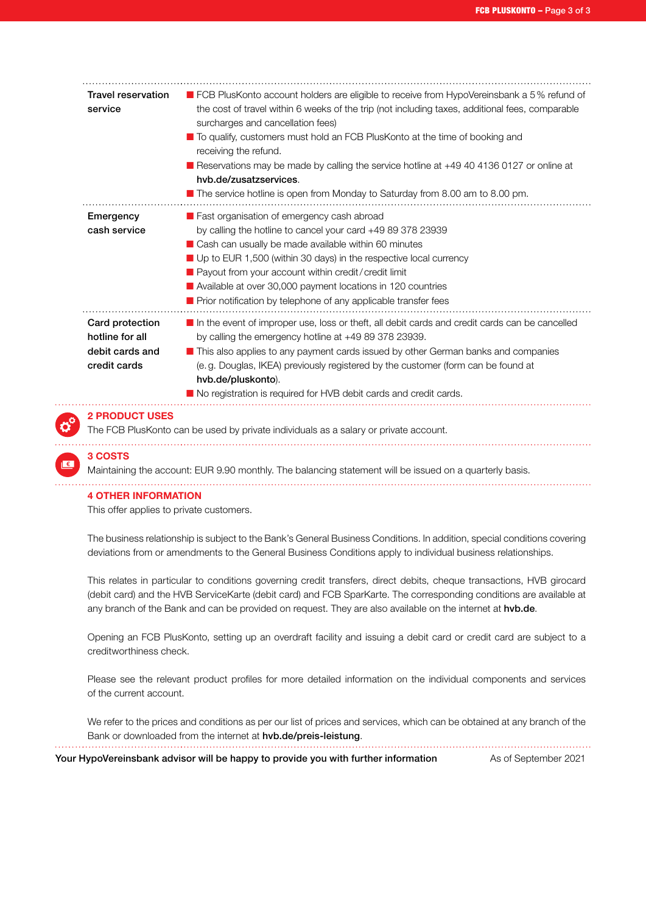| | |
|---|---|
| **Travel reservation service** | ■ FCB PlusKonto account holders are eligible to receive from HypoVereinsbank a 5 % refund of the cost of travel within 6 weeks of the trip (not including taxes, additional fees, comparable surcharges and cancellation fees)<br>■ To qualify, customers must hold an FCB PlusKonto at the time of booking and receiving the refund.<br>■ Reservations may be made by calling the service hotline at +49 40 4136 0127 or online at **hvb.de/zusatzservices**.<br>■ The service hotline is open from Monday to Saturday from 8.00 am to 8.00 pm. |
| **Emergency cash service** | ■ Fast organisation of emergency cash abroad by calling the hotline to cancel your card +49 89 378 23939<br>■ Cash can usually be made available within 60 minutes<br>■ Up to EUR 1,500 (within 30 days) in the respective local currency<br>■ Payout from your account within credit / credit limit<br>■ Available at over 30,000 payment locations in 120 countries<br>■ Prior notification by telephone of any applicable transfer fees |
| **Card protection hotline for all debit cards and credit cards** | ■ In the event of improper use, loss or theft, all debit cards and credit cards can be cancelled by calling the emergency hotline at +49 89 378 23939.<br>■ This also applies to any payment cards issued by other German banks and companies (e. g. Douglas, IKEA) previously registered by the customer (form can be found at **hvb.de/pluskonto**).<br>■ No registration is required for HVB debit cards and credit cards. |

## 2 PRODUCT USES

The FCB PlusKonto can be used by private individuals as a salary or private account.

## 3 COSTS

Maintaining the account: EUR 9.90 monthly. The balancing statement will be issued on a quarterly basis.

## 4 OTHER INFORMATION

This offer applies to private customers.

The business relationship is subject to the Bank's General Business Conditions. In addition, special conditions covering deviations from or amendments to the General Business Conditions apply to individual business relationships.

This relates in particular to conditions governing credit transfers, direct debits, cheque transactions, HVB girocard (debit card) and the HVB ServiceKarte (debit card) and FCB SparKarte. The corresponding conditions are available at any branch of the Bank and can be provided on request. They are also available on the internet at **hvb.de**.

Opening an FCB PlusKonto, setting up an overdraft facility and issuing a debit card or credit card are subject to a creditworthiness check.

Please see the relevant product profiles for more detailed information on the individual components and services of the current account.

We refer to the prices and conditions as per our list of prices and services, which can be obtained at any branch of the Bank or downloaded from the internet at **hvb.de/preis-leistung**.

**Your HypoVereinsbank advisor will be happy to provide you with further information** As of September 2021